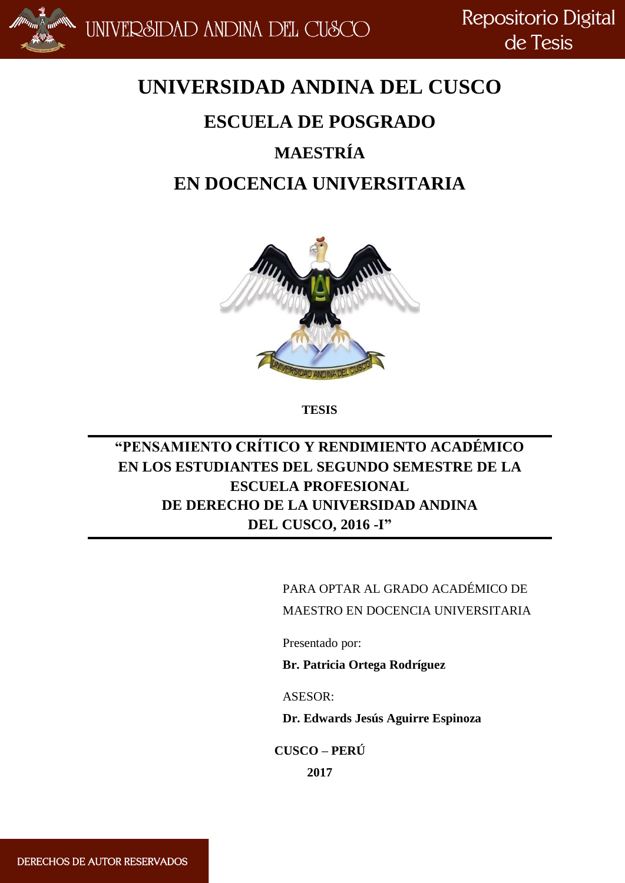# UNIVERSIDAD ANDINA DEL CUSCO

## ESCUELA DE POSGRADO

## MAESTRÍA

## EN DOCENCIA UNIVERSITARIA

**TESIS**

**"PENSAMIENTO CRÍTICO Y RENDIMIENTO ACADÉMICO EN LOS ESTUDIANTES DEL SEGUNDO SEMESTRE DE LA ESCUELA PROFESIONAL DE DERECHO DE LA UNIVERSIDAD ANDINA DEL CUSCO, 2016 -I"**

PARA OPTAR AL GRADO ACADÉMICO DE MAESTRO EN DOCENCIA UNIVERSITARIA

Presentado por:

**Br. Patricia Ortega Rodríguez**

ASESOR:

**Dr. Edwards Jesús Aguirre Espinoza**

**CUSCO – PERÚ**

**2017**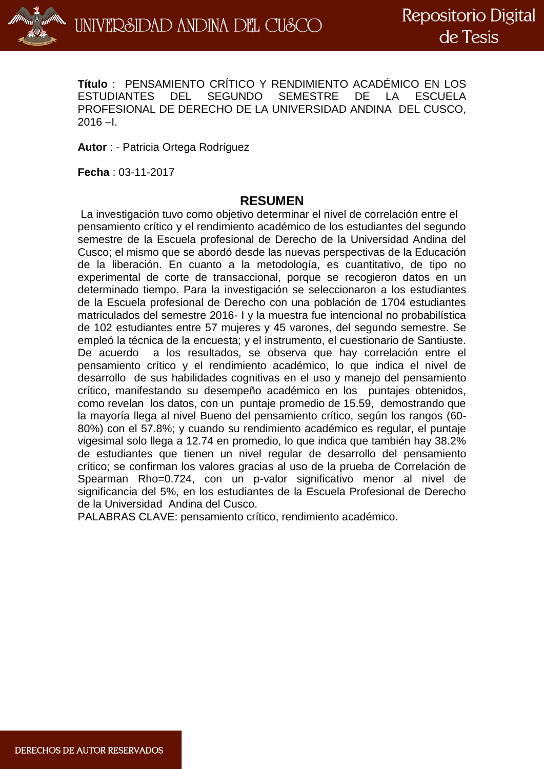**Título** : PENSAMIENTO CRÍTICO Y RENDIMIENTO ACADÉMICO EN LOS ESTUDIANTES DEL SEGUNDO SEMESTRE DE LA ESCUELA PROFESIONAL DE DERECHO DE LA UNIVERSIDAD ANDINA DEL CUSCO, 2016 –I.

**Autor** : - Patricia Ortega Rodríguez

**Fecha** : 03-11-2017

## RESUMEN

La investigación tuvo como objetivo determinar el nivel de correlación entre el pensamiento crítico y el rendimiento académico de los estudiantes del segundo semestre de la Escuela profesional de Derecho de la Universidad Andina del Cusco; el mismo que se abordó desde las nuevas perspectivas de la Educación de la liberación. En cuanto a la metodología, es cuantitativo, de tipo no experimental de corte de transaccional, porque se recogieron datos en un determinado tiempo. Para la investigación se seleccionaron a los estudiantes de la Escuela profesional de Derecho con una población de 1704 estudiantes matriculados del semestre 2016- I y la muestra fue intencional no probabilística de 102 estudiantes entre 57 mujeres y 45 varones, del segundo semestre. Se empleó la técnica de la encuesta; y el instrumento, el cuestionario de Santiuste. De acuerdo a los resultados, se observa que hay correlación entre el pensamiento crítico y el rendimiento académico, lo que indica el nivel de desarrollo de sus habilidades cognitivas en el uso y manejo del pensamiento crítico, manifestando su desempeño académico en los puntajes obtenidos, como revelan los datos, con un puntaje promedio de 15.59, demostrando que la mayoría llega al nivel Bueno del pensamiento crítico, según los rangos (60-80%) con el 57.8%; y cuando su rendimiento académico es regular, el puntaje vigesimal solo llega a 12.74 en promedio, lo que indica que también hay 38.2% de estudiantes que tienen un nivel regular de desarrollo del pensamiento crítico; se confirman los valores gracias al uso de la prueba de Correlación de Spearman Rho=0.724, con un p-valor significativo menor al nivel de significancia del 5%, en los estudiantes de la Escuela Profesional de Derecho de la Universidad Andina del Cusco.

PALABRAS CLAVE: pensamiento crítico, rendimiento académico.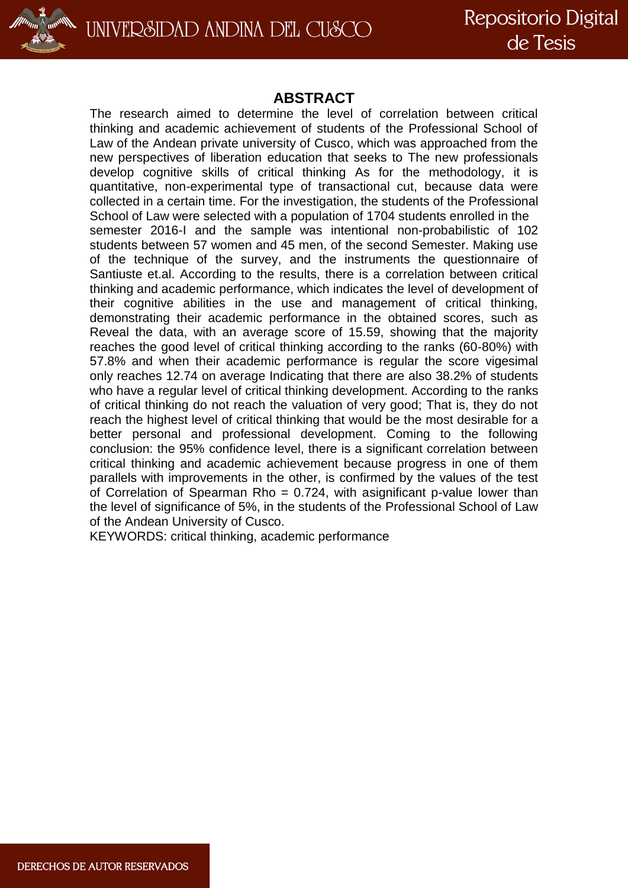# ABSTRACT

The research aimed to determine the level of correlation between critical thinking and academic achievement of students of the Professional School of Law of the Andean private university of Cusco, which was approached from the new perspectives of liberation education that seeks to The new professionals develop cognitive skills of critical thinking As for the methodology, it is quantitative, non-experimental type of transactional cut, because data were collected in a certain time. For the investigation, the students of the Professional School of Law were selected with a population of 1704 students enrolled in the semester 2016-I and the sample was intentional non-probabilistic of 102 students between 57 women and 45 men, of the second Semester. Making use of the technique of the survey, and the instruments the questionnaire of Santiuste et.al. According to the results, there is a correlation between critical thinking and academic performance, which indicates the level of development of their cognitive abilities in the use and management of critical thinking, demonstrating their academic performance in the obtained scores, such as Reveal the data, with an average score of 15.59, showing that the majority reaches the good level of critical thinking according to the ranks (60-80%) with 57.8% and when their academic performance is regular the score vigesimal only reaches 12.74 on average Indicating that there are also 38.2% of students who have a regular level of critical thinking development. According to the ranks of critical thinking do not reach the valuation of very good; That is, they do not reach the highest level of critical thinking that would be the most desirable for a better personal and professional development. Coming to the following conclusion: the 95% confidence level, there is a significant correlation between critical thinking and academic achievement because progress in one of them parallels with improvements in the other, is confirmed by the values of the test of Correlation of Spearman Rho = 0.724, with asignificant p-value lower than the level of significance of 5%, in the students of the Professional School of Law of the Andean University of Cusco.

KEYWORDS: critical thinking, academic performance